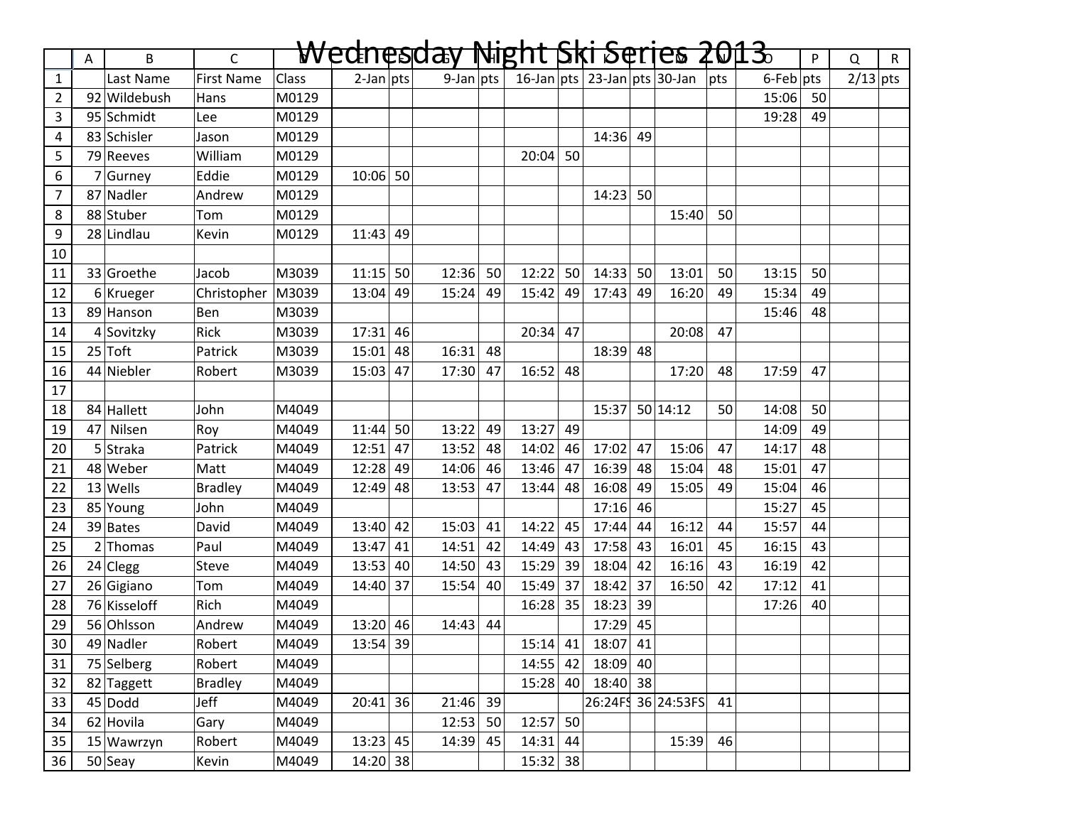# Wednesday Night Ski Series 2013

| | A | B | C | D | E | F | G | H | I | J | K | L | M | N | O | P | Q | R |
|---|---|---|---|---|---|---|---|---|---|---|---|---|---|---|---|---|---|---|
| 1 | | Last Name | First Name | Class | 2-Jan | pts | 9-Jan | pts | 16-Jan | pts | 23-Jan | pts | 30-Jan | pts | 6-Feb | pts | 2/13 | pts |
| 2 | 92 | Wildebush | Hans | M0129 | | | | | | | | | | | 15:06 | 50 | | |
| 3 | 95 | Schmidt | Lee | M0129 | | | | | | | | | | | 19:28 | 49 | | |
| 4 | 83 | Schisler | Jason | M0129 | | | | | | | 14:36 | 49 | | | | | | |
| 5 | 79 | Reeves | William | M0129 | | | | | 20:04 | 50 | | | | | | | | |
| 6 | 7 | Gurney | Eddie | M0129 | 10:06 | 50 | | | | | | | | | | | | |
| 7 | 87 | Nadler | Andrew | M0129 | | | | | | | 14:23 | 50 | | | | | | |
| 8 | 88 | Stuber | Tom | M0129 | | | | | | | | | 15:40 | 50 | | | | |
| 9 | 28 | Lindlau | Kevin | M0129 | 11:43 | 49 | | | | | | | | | | | | |
| 10 | | | | | | | | | | | | | | | | | | |
| 11 | 33 | Groethe | Jacob | M3039 | 11:15 | 50 | 12:36 | 50 | 12:22 | 50 | 14:33 | 50 | 13:01 | 50 | 13:15 | 50 | | |
| 12 | 6 | Krueger | Christopher | M3039 | 13:04 | 49 | 15:24 | 49 | 15:42 | 49 | 17:43 | 49 | 16:20 | 49 | 15:34 | 49 | | |
| 13 | 89 | Hanson | Ben | M3039 | | | | | | | | | | | 15:46 | 48 | | |
| 14 | 4 | Sovitzky | Rick | M3039 | 17:31 | 46 | | | 20:34 | 47 | | | 20:08 | 47 | | | | |
| 15 | 25 | Toft | Patrick | M3039 | 15:01 | 48 | 16:31 | 48 | | | 18:39 | 48 | | | | | | |
| 16 | 44 | Niebler | Robert | M3039 | 15:03 | 47 | 17:30 | 47 | 16:52 | 48 | | | 17:20 | 48 | 17:59 | 47 | | |
| 17 | | | | | | | | | | | | | | | | | | |
| 18 | 84 | Hallett | John | M4049 | | | | | | | 15:37 | 50 | 14:12 | 50 | 14:08 | 50 | | |
| 19 | 47 | Nilsen | Roy | M4049 | 11:44 | 50 | 13:22 | 49 | 13:27 | 49 | | | | | 14:09 | 49 | | |
| 20 | 5 | Straka | Patrick | M4049 | 12:51 | 47 | 13:52 | 48 | 14:02 | 46 | 17:02 | 47 | 15:06 | 47 | 14:17 | 48 | | |
| 21 | 48 | Weber | Matt | M4049 | 12:28 | 49 | 14:06 | 46 | 13:46 | 47 | 16:39 | 48 | 15:04 | 48 | 15:01 | 47 | | |
| 22 | 13 | Wells | Bradley | M4049 | 12:49 | 48 | 13:53 | 47 | 13:44 | 48 | 16:08 | 49 | 15:05 | 49 | 15:04 | 46 | | |
| 23 | 85 | Young | John | M4049 | | | | | | | 17:16 | 46 | | | 15:27 | 45 | | |
| 24 | 39 | Bates | David | M4049 | 13:40 | 42 | 15:03 | 41 | 14:22 | 45 | 17:44 | 44 | 16:12 | 44 | 15:57 | 44 | | |
| 25 | 2 | Thomas | Paul | M4049 | 13:47 | 41 | 14:51 | 42 | 14:49 | 43 | 17:58 | 43 | 16:01 | 45 | 16:15 | 43 | | |
| 26 | 24 | Clegg | Steve | M4049 | 13:53 | 40 | 14:50 | 43 | 15:29 | 39 | 18:04 | 42 | 16:16 | 43 | 16:19 | 42 | | |
| 27 | 26 | Gigiano | Tom | M4049 | 14:40 | 37 | 15:54 | 40 | 15:49 | 37 | 18:42 | 37 | 16:50 | 42 | 17:12 | 41 | | |
| 28 | 76 | Kisseloff | Rich | M4049 | | | | | 16:28 | 35 | 18:23 | 39 | | | 17:26 | 40 | | |
| 29 | 56 | Ohlsson | Andrew | M4049 | 13:20 | 46 | 14:43 | 44 | | | 17:29 | 45 | | | | | | |
| 30 | 49 | Nadler | Robert | M4049 | 13:54 | 39 | | | 15:14 | 41 | 18:07 | 41 | | | | | | |
| 31 | 75 | Selberg | Robert | M4049 | | | | | 14:55 | 42 | 18:09 | 40 | | | | | | |
| 32 | 82 | Taggett | Bradley | M4049 | | | | | 15:28 | 40 | 18:40 | 38 | | | | | | |
| 33 | 45 | Dodd | Jeff | M4049 | 20:41 | 36 | 21:46 | 39 | | | 26:24FS | 36 | 24:53FS | 41 | | | | |
| 34 | 62 | Hovila | Gary | M4049 | | | 12:53 | 50 | 12:57 | 50 | | | | | | | | |
| 35 | 15 | Wawrzyn | Robert | M4049 | 13:23 | 45 | 14:39 | 45 | 14:31 | 44 | | | 15:39 | 46 | | | | |
| 36 | 50 | Seay | Kevin | M4049 | 14:20 | 38 | | | 15:32 | 38 | | | | | | | | |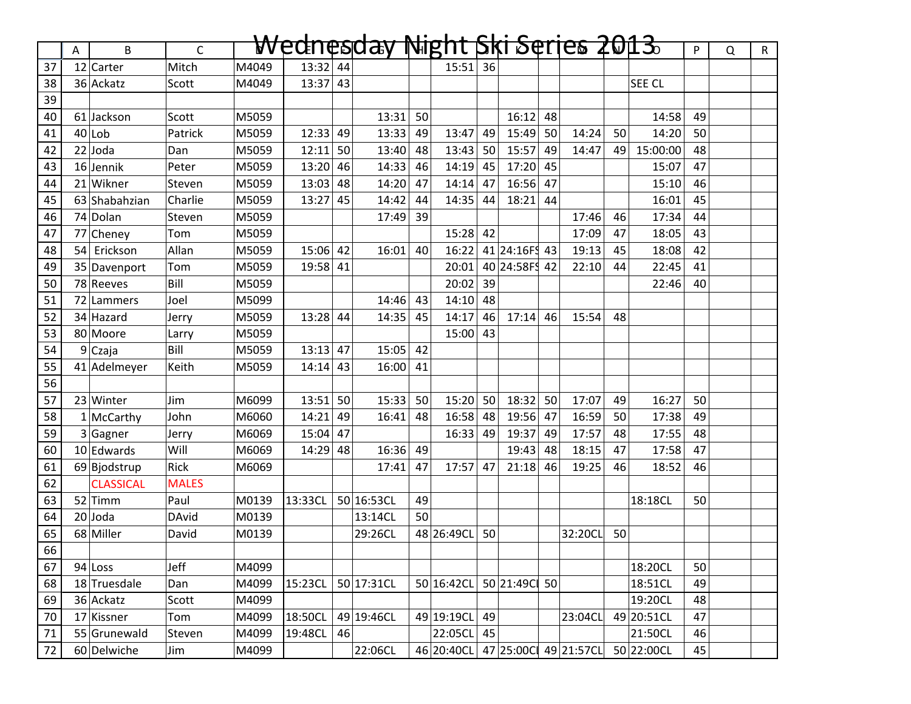# Wednesday Night Ski Series 2013

| | A | B | C | D | E | F | G | H | I | J | K | L | M | N | O | P | Q | R |
|---|---|---|---|---|---|---|---|---|---|---|---|---|---|---|---|---|---|---|
| 37 | 12 | Carter | Mitch | M4049 | 13:32 | 44 | | | 15:51 | 36 | | | | | | | | |
| 38 | 36 | Ackatz | Scott | M4049 | 13:37 | 43 | | | | | | | | | SEE CL | | | |
| 39 | | | | | | | | | | | | | | | | | | |
| 40 | 61 | Jackson | Scott | M5059 | | | 13:31 | 50 | | | 16:12 | 48 | | | 14:58 | 49 | | |
| 41 | 40 | Lob | Patrick | M5059 | 12:33 | 49 | 13:33 | 49 | 13:47 | 49 | 15:49 | 50 | 14:24 | 50 | 14:20 | 50 | | |
| 42 | 22 | Joda | Dan | M5059 | 12:11 | 50 | 13:40 | 48 | 13:43 | 50 | 15:57 | 49 | 14:47 | 49 | 15:00:00 | 48 | | |
| 43 | 16 | Jennik | Peter | M5059 | 13:20 | 46 | 14:33 | 46 | 14:19 | 45 | 17:20 | 45 | | | 15:07 | 47 | | |
| 44 | 21 | Wikner | Steven | M5059 | 13:03 | 48 | 14:20 | 47 | 14:14 | 47 | 16:56 | 47 | | | 15:10 | 46 | | |
| 45 | 63 | Shabahzian | Charlie | M5059 | 13:27 | 45 | 14:42 | 44 | 14:35 | 44 | 18:21 | 44 | | | 16:01 | 45 | | |
| 46 | 74 | Dolan | Steven | M5059 | | | 17:49 | 39 | | | | | 17:46 | 46 | 17:34 | 44 | | |
| 47 | 77 | Cheney | Tom | M5059 | | | | | 15:28 | 42 | | | 17:09 | 47 | 18:05 | 43 | | |
| 48 | 54 | Erickson | Allan | M5059 | 15:06 | 42 | 16:01 | 40 | 16:22 | 41 | 24:16FS | 43 | 19:13 | 45 | 18:08 | 42 | | |
| 49 | 35 | Davenport | Tom | M5059 | 19:58 | 41 | | | 20:01 | 40 | 24:58FS | 42 | 22:10 | 44 | 22:45 | 41 | | |
| 50 | 78 | Reeves | Bill | M5059 | | | | | 20:02 | 39 | | | | | 22:46 | 40 | | |
| 51 | 72 | Lammers | Joel | M5099 | | | 14:46 | 43 | 14:10 | 48 | | | | | | | | |
| 52 | 34 | Hazard | Jerry | M5059 | 13:28 | 44 | 14:35 | 45 | 14:17 | 46 | 17:14 | 46 | 15:54 | 48 | | | | |
| 53 | 80 | Moore | Larry | M5059 | | | | | 15:00 | 43 | | | | | | | | |
| 54 | 9 | Czaja | Bill | M5059 | 13:13 | 47 | 15:05 | 42 | | | | | | | | | | |
| 55 | 41 | Adelmeyer | Keith | M5059 | 14:14 | 43 | 16:00 | 41 | | | | | | | | | | |
| 56 | | | | | | | | | | | | | | | | | | |
| 57 | 23 | Winter | Jim | M6099 | 13:51 | 50 | 15:33 | 50 | 15:20 | 50 | 18:32 | 50 | 17:07 | 49 | 16:27 | 50 | | |
| 58 | 1 | McCarthy | John | M6060 | 14:21 | 49 | 16:41 | 48 | 16:58 | 48 | 19:56 | 47 | 16:59 | 50 | 17:38 | 49 | | |
| 59 | 3 | Gagner | Jerry | M6069 | 15:04 | 47 | | | 16:33 | 49 | 19:37 | 49 | 17:57 | 48 | 17:55 | 48 | | |
| 60 | 10 | Edwards | Will | M6069 | 14:29 | 48 | 16:36 | 49 | | | 19:43 | 48 | 18:15 | 47 | 17:58 | 47 | | |
| 61 | 69 | Bjodstrup | Rick | M6069 | | | 17:41 | 47 | 17:57 | 47 | 21:18 | 46 | 19:25 | 46 | 18:52 | 46 | | |
| 62 | | CLASSICAL | MALES | | | | | | | | | | | | | | | |
| 63 | 52 | Timm | Paul | M0139 | 13:33CL | 50 | 16:53CL | 49 | | | | | | | 18:18CL | 50 | | |
| 64 | 20 | Joda | DAvid | M0139 | | | 13:14CL | 50 | | | | | | | | | | |
| 65 | 68 | Miller | David | M0139 | | | 29:26CL | 48 | 26:49CL | 50 | | | 32:20CL | 50 | | | | |
| 66 | | | | | | | | | | | | | | | | | | |
| 67 | 94 | Loss | Jeff | M4099 | | | | | | | | | | | 18:20CL | 50 | | |
| 68 | 18 | Truesdale | Dan | M4099 | 15:23CL | 50 | 17:31CL | 50 | 16:42CL | 50 | 21:49CL | 50 | | | 18:51CL | 49 | | |
| 69 | 36 | Ackatz | Scott | M4099 | | | | | | | | | | | 19:20CL | 48 | | |
| 70 | 17 | Kissner | Tom | M4099 | 18:50CL | 49 | 19:46CL | 49 | 19:19CL | 49 | | | 23:04CL | 49 | 20:51CL | 47 | | |
| 71 | 55 | Grunewald | Steven | M4099 | 19:48CL | 46 | | | 22:05CL | 45 | | | | | 21:50CL | 46 | | |
| 72 | 60 | Delwiche | Jim | M4099 | | | 22:06CL | 46 | 20:40CL | 47 | 25:00CL | 49 | 21:57CL | 50 | 22:00CL | 45 | | |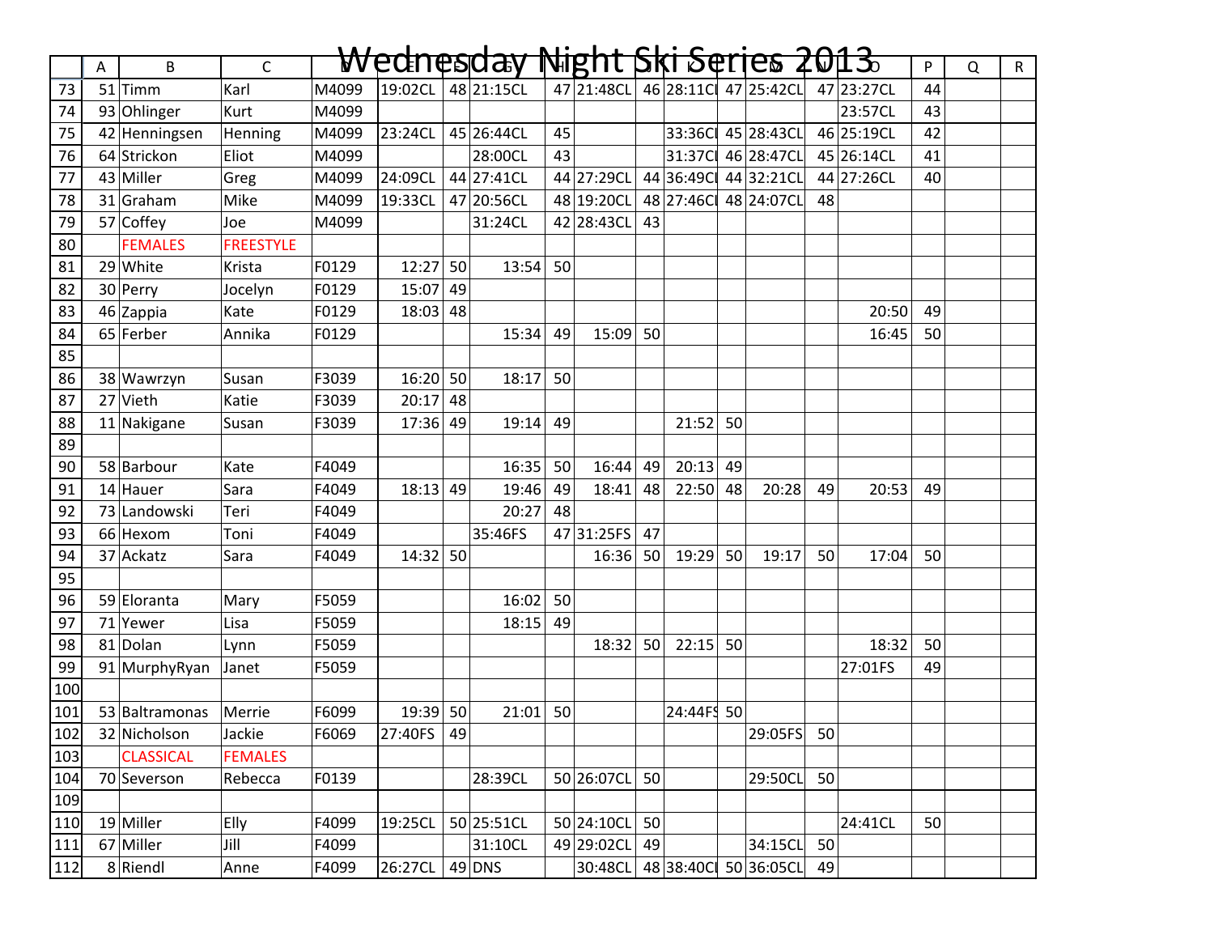# Wednesday Night Ski Series 2013

| | A | B | C | D | E | F | G | H | I | J | K | L | M | N | O | P | Q | R |
|---|---|---|---|---|---|---|---|---|---|---|---|---|---|---|---|---|---|---|
| 73 | 51 | Timm | Karl | M4099 | 19:02CL | 48 | 21:15CL | 47 | 21:48CL | 46 | 28:11Cl | 47 | 25:42CL | 47 | 23:27CL | 44 | | |
| 74 | 93 | Ohlinger | Kurt | M4099 | | | | | | | | | | | 23:57CL | 43 | | |
| 75 | 42 | Henningsen | Henning | M4099 | 23:24CL | 45 | 26:44CL | 45 | | | 33:36Cl | 45 | 28:43CL | 46 | 25:19CL | 42 | | |
| 76 | 64 | Strickon | Eliot | M4099 | | | 28:00CL | 43 | | | 31:37Cl | 46 | 28:47CL | 45 | 26:14CL | 41 | | |
| 77 | 43 | Miller | Greg | M4099 | 24:09CL | 44 | 27:41CL | 44 | 27:29CL | 44 | 36:49Cl | 44 | 32:21CL | 44 | 27:26CL | 40 | | |
| 78 | 31 | Graham | Mike | M4099 | 19:33CL | 47 | 20:56CL | 48 | 19:20CL | 48 | 27:46Cl | 48 | 24:07CL | 48 | | | | |
| 79 | 57 | Coffey | Joe | M4099 | | | 31:24CL | 42 | 28:43CL | 43 | | | | | | | | |
| 80 | | FEMALES | FREESTYLE | | | | | | | | | | | | | | | |
| 81 | 29 | White | Krista | F0129 | 12:27 | 50 | 13:54 | 50 | | | | | | | | | | |
| 82 | 30 | Perry | Jocelyn | F0129 | 15:07 | 49 | | | | | | | | | | | | |
| 83 | 46 | Zappia | Kate | F0129 | 18:03 | 48 | | | | | | | | | 20:50 | 49 | | |
| 84 | 65 | Ferber | Annika | F0129 | | | 15:34 | 49 | 15:09 | 50 | | | | | 16:45 | 50 | | |
| 85 | | | | | | | | | | | | | | | | | | |
| 86 | 38 | Wawrzyn | Susan | F3039 | 16:20 | 50 | 18:17 | 50 | | | | | | | | | | |
| 87 | 27 | Vieth | Katie | F3039 | 20:17 | 48 | | | | | | | | | | | | |
| 88 | 11 | Nakigane | Susan | F3039 | 17:36 | 49 | 19:14 | 49 | | | 21:52 | 50 | | | | | | |
| 89 | | | | | | | | | | | | | | | | | | |
| 90 | 58 | Barbour | Kate | F4049 | | | 16:35 | 50 | 16:44 | 49 | 20:13 | 49 | | | | | | |
| 91 | 14 | Hauer | Sara | F4049 | 18:13 | 49 | 19:46 | 49 | 18:41 | 48 | 22:50 | 48 | 20:28 | 49 | 20:53 | 49 | | |
| 92 | 73 | Landowski | Teri | F4049 | | | 20:27 | 48 | | | | | | | | | | |
| 93 | 66 | Hexom | Toni | F4049 | | | 35:46FS | 47 | 31:25FS | 47 | | | | | | | | |
| 94 | 37 | Ackatz | Sara | F4049 | 14:32 | 50 | | | 16:36 | 50 | 19:29 | 50 | 19:17 | 50 | 17:04 | 50 | | |
| 95 | | | | | | | | | | | | | | | | | | |
| 96 | 59 | Eloranta | Mary | F5059 | | | 16:02 | 50 | | | | | | | | | | |
| 97 | 71 | Yewer | Lisa | F5059 | | | 18:15 | 49 | | | | | | | | | | |
| 98 | 81 | Dolan | Lynn | F5059 | | | | | 18:32 | 50 | 22:15 | 50 | | | 18:32 | 50 | | |
| 99 | 91 | MurphyRyan | Janet | F5059 | | | | | | | | | | | 27:01FS | 49 | | |
| 100 | | | | | | | | | | | | | | | | | | |
| 101 | 53 | Baltramonas | Merrie | F6099 | 19:39 | 50 | 21:01 | 50 | | | 24:44FS | 50 | | | | | | |
| 102 | 32 | Nicholson | Jackie | F6069 | 27:40FS | 49 | | | | | | | 29:05FS | 50 | | | | |
| 103 | | CLASSICAL | FEMALES | | | | | | | | | | | | | | | |
| 104 | 70 | Severson | Rebecca | F0139 | | | 28:39CL | 50 | 26:07CL | 50 | | | 29:50CL | 50 | | | | |
| 109 | | | | | | | | | | | | | | | | | | |
| 110 | 19 | Miller | Elly | F4099 | 19:25CL | 50 | 25:51CL | 50 | 24:10CL | 50 | | | | | 24:41CL | 50 | | |
| 111 | 67 | Miller | Jill | F4099 | | | 31:10CL | 49 | 29:02CL | 49 | | | 34:15CL | 50 | | | | |
| 112 | 8 | Riendl | Anne | F4099 | 26:27CL | 49 | DNS | | 30:48CL | 48 | 38:40Cl | 50 | 36:05CL | 49 | | | | |